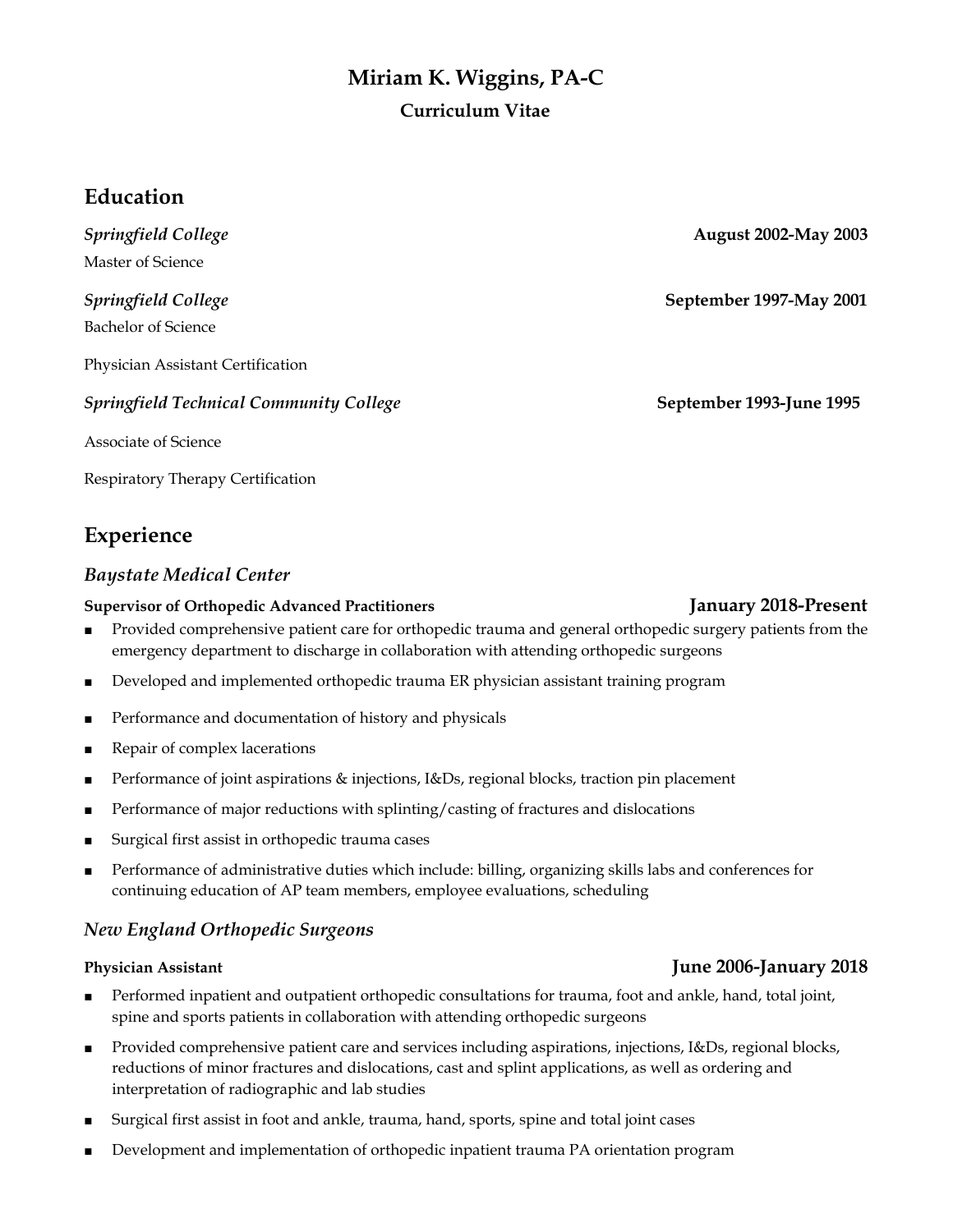# Miriam K. Wiggins, PA-C

**Curriculum Vitae**

## Education

*Springfield College* **August 2002-May 2003**

Master of Science

*Springfield College* **September 1997-May 2001**

Bachelor of Science

Physician Assistant Certification

*Springfield Technical Community College* **September 1993-June 1995**

Associate of Science

Respiratory Therapy Certification

## Experience

### *Baystate Medical Center*

**Supervisor of Orthopedic Advanced Practitioners** **January 2018-Present**

- Provided comprehensive patient care for orthopedic trauma and general orthopedic surgery patients from the emergency department to discharge in collaboration with attending orthopedic surgeons
- Developed and implemented orthopedic trauma ER physician assistant training program
- Performance and documentation of history and physicals
- Repair of complex lacerations
- Performance of joint aspirations & injections, I&Ds, regional blocks, traction pin placement
- Performance of major reductions with splinting/casting of fractures and dislocations
- Surgical first assist in orthopedic trauma cases
- Performance of administrative duties which include: billing, organizing skills labs and conferences for continuing education of AP team members, employee evaluations, scheduling

### *New England Orthopedic Surgeons*

**Physician Assistant** **June 2006-January 2018**

- Performed inpatient and outpatient orthopedic consultations for trauma, foot and ankle, hand, total joint, spine and sports patients in collaboration with attending orthopedic surgeons
- Provided comprehensive patient care and services including aspirations, injections, I&Ds, regional blocks, reductions of minor fractures and dislocations, cast and splint applications, as well as ordering and interpretation of radiographic and lab studies
- Surgical first assist in foot and ankle, trauma, hand, sports, spine and total joint cases
- Development and implementation of orthopedic inpatient trauma PA orientation program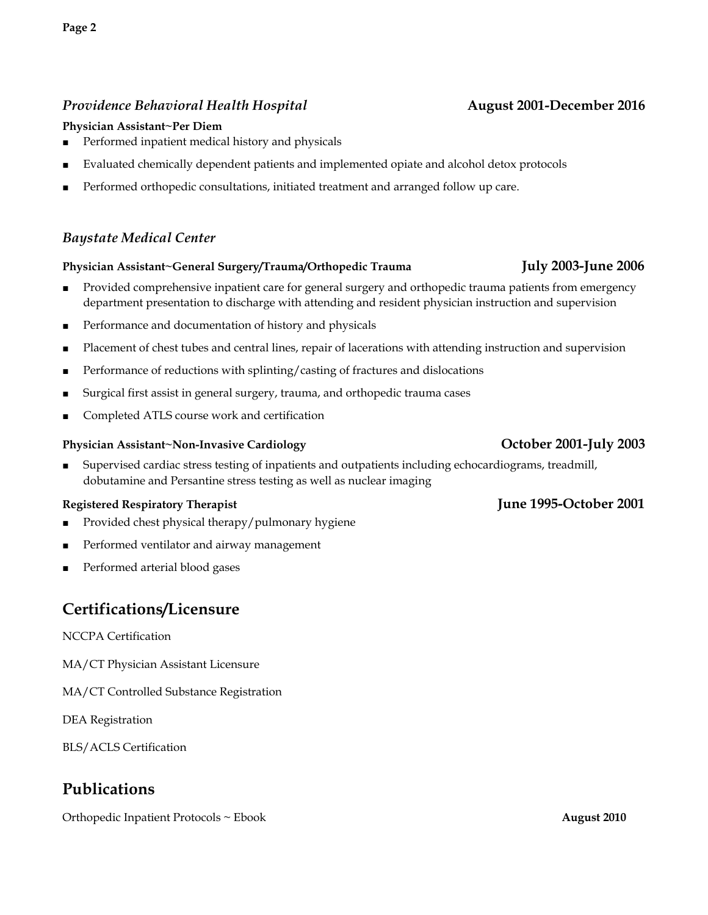*Providence Behavioral Health Hospital* **August 2001-December 2016**

**Physician Assistant~Per Diem**

- Performed inpatient medical history and physicals
- Evaluated chemically dependent patients and implemented opiate and alcohol detox protocols
- Performed orthopedic consultations, initiated treatment and arranged follow up care.

*Baystate Medical Center*

**Physician Assistant~General Surgery/Trauma/Orthopedic Trauma** **July 2003-June 2006**

- Provided comprehensive inpatient care for general surgery and orthopedic trauma patients from emergency department presentation to discharge with attending and resident physician instruction and supervision
- Performance and documentation of history and physicals
- Placement of chest tubes and central lines, repair of lacerations with attending instruction and supervision
- Performance of reductions with splinting/casting of fractures and dislocations
- Surgical first assist in general surgery, trauma, and orthopedic trauma cases
- Completed ATLS course work and certification

**Physician Assistant~Non-Invasive Cardiology** **October 2001-July 2003**

- Supervised cardiac stress testing of inpatients and outpatients including echocardiograms, treadmill, dobutamine and Persantine stress testing as well as nuclear imaging

**Registered Respiratory Therapist** **June 1995-October 2001**

- Provided chest physical therapy/pulmonary hygiene
- Performed ventilator and airway management
- Performed arterial blood gases

## Certifications/Licensure

NCCPA Certification

MA/CT Physician Assistant Licensure

MA/CT Controlled Substance Registration

DEA Registration

BLS/ACLS Certification

## Publications

Orthopedic Inpatient Protocols ~ Ebook **August 2010**